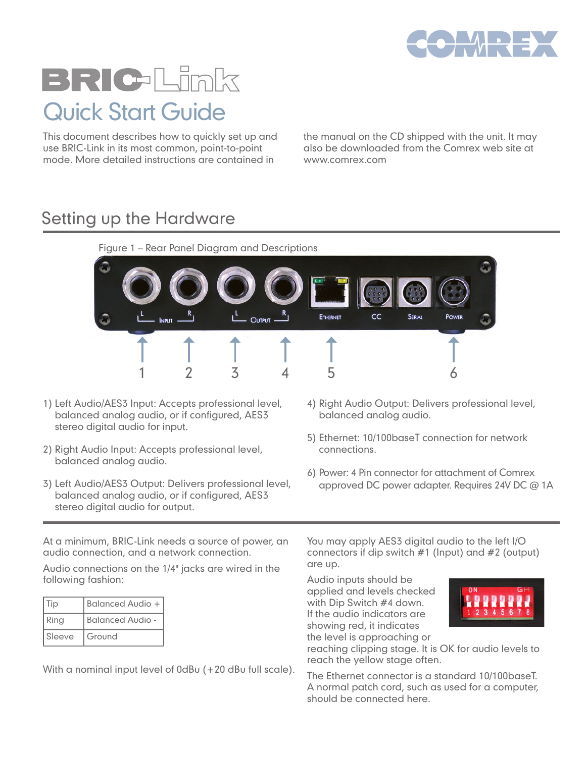# BRIC-Link

## Quick Start Guide

This document describes how to quickly set up and use BRIC-Link in its most common, point-to-point mode. More detailed instructions are contained in the manual on the CD shipped with the unit. It may also be downloaded from the Comrex web site at www.comrex.com

## Setting up the Hardware

Figure 1 – Rear Panel Diagram and Descriptions

1) Left Audio/AES3 Input: Accepts professional level, balanced analog audio, or if configured, AES3 stereo digital audio for input.

2) Right Audio Input: Accepts professional level, balanced analog audio.

3) Left Audio/AES3 Output: Delivers professional level, balanced analog audio, or if configured, AES3 stereo digital audio for output.

4) Right Audio Output: Delivers professional level, balanced analog audio.

5) Ethernet: 10/100baseT connection for network connections.

6) Power: 4 Pin connector for attachment of Comrex approved DC power adapter. Requires 24V DC @ 1A

At a minimum, BRIC-Link needs a source of power, an audio connection, and a network connection.

Audio connections on the 1/4" jacks are wired in the following fashion:

| Tip | Balanced Audio + |
|---|---|
| Ring | Balanced Audio - |
| Sleeve | Ground |

With a nominal input level of 0dBu (+20 dBu full scale).

You may apply AES3 digital audio to the left I/O connectors if dip switch #1 (Input) and #2 (output) are up.

Audio inputs should be applied and levels checked with Dip Switch #4 down. If the audio indicators are showing red, it indicates the level is approaching or reaching clipping stage. It is OK for audio levels to reach the yellow stage often.

The Ethernet connector is a standard 10/100baseT. A normal patch cord, such as used for a computer, should be connected here.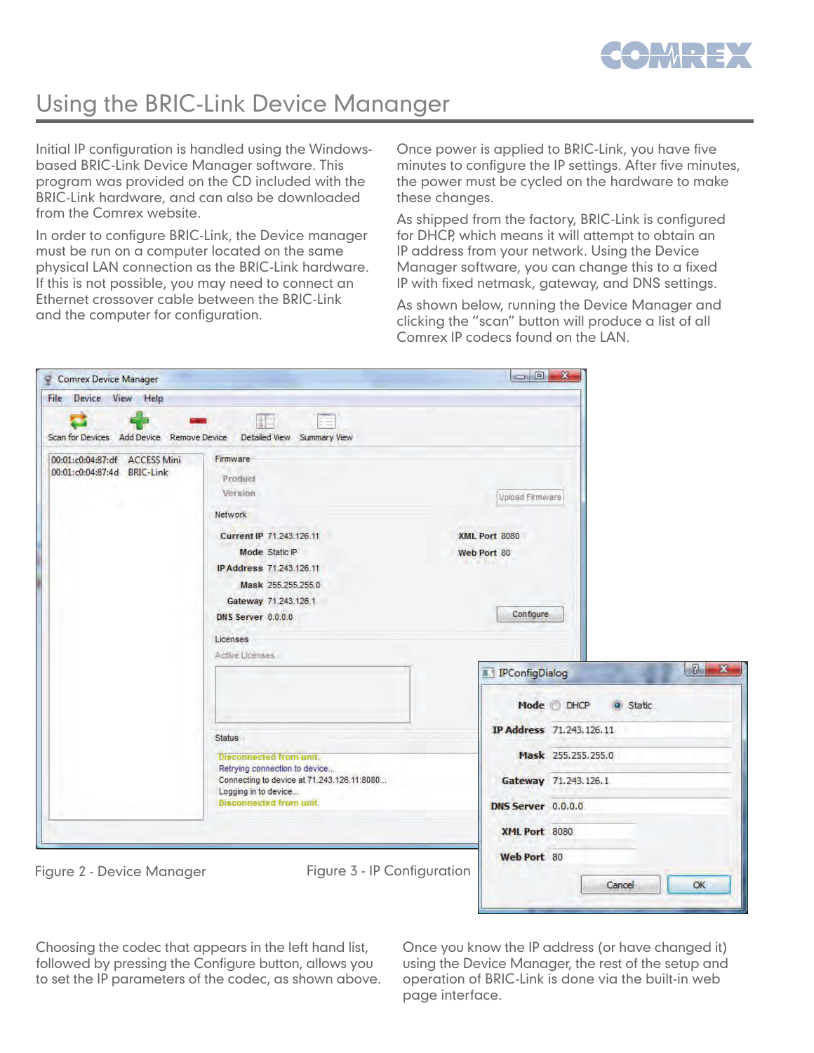# Using the BRIC-Link Device Mananger

Initial IP configuration is handled using the Windows-based BRIC-Link Device Manager software. This program was provided on the CD included with the BRIC-Link hardware, and can also be downloaded from the Comrex website.

In order to configure BRIC-Link, the Device manager must be run on a computer located on the same physical LAN connection as the BRIC-Link hardware. If this is not possible, you may need to connect an Ethernet crossover cable between the BRIC-Link and the computer for configuration.

Once power is applied to BRIC-Link, you have five minutes to configure the IP settings. After five minutes, the power must be cycled on the hardware to make these changes.

As shipped from the factory, BRIC-Link is configured for DHCP, which means it will attempt to obtain an IP address from your network. Using the Device Manager software, you can change this to a fixed IP with fixed netmask, gateway, and DNS settings.

As shown below, running the Device Manager and clicking the “scan” button will produce a list of all Comrex IP codecs found on the LAN.

Figure 2 - Device Manager

Figure 3 - IP Configuration

Choosing the codec that appears in the left hand list, followed by pressing the Configure button, allows you to set the IP parameters of the codec, as shown above.

Once you know the IP address (or have changed it) using the Device Manager, the rest of the setup and operation of BRIC-Link is done via the built-in web page interface.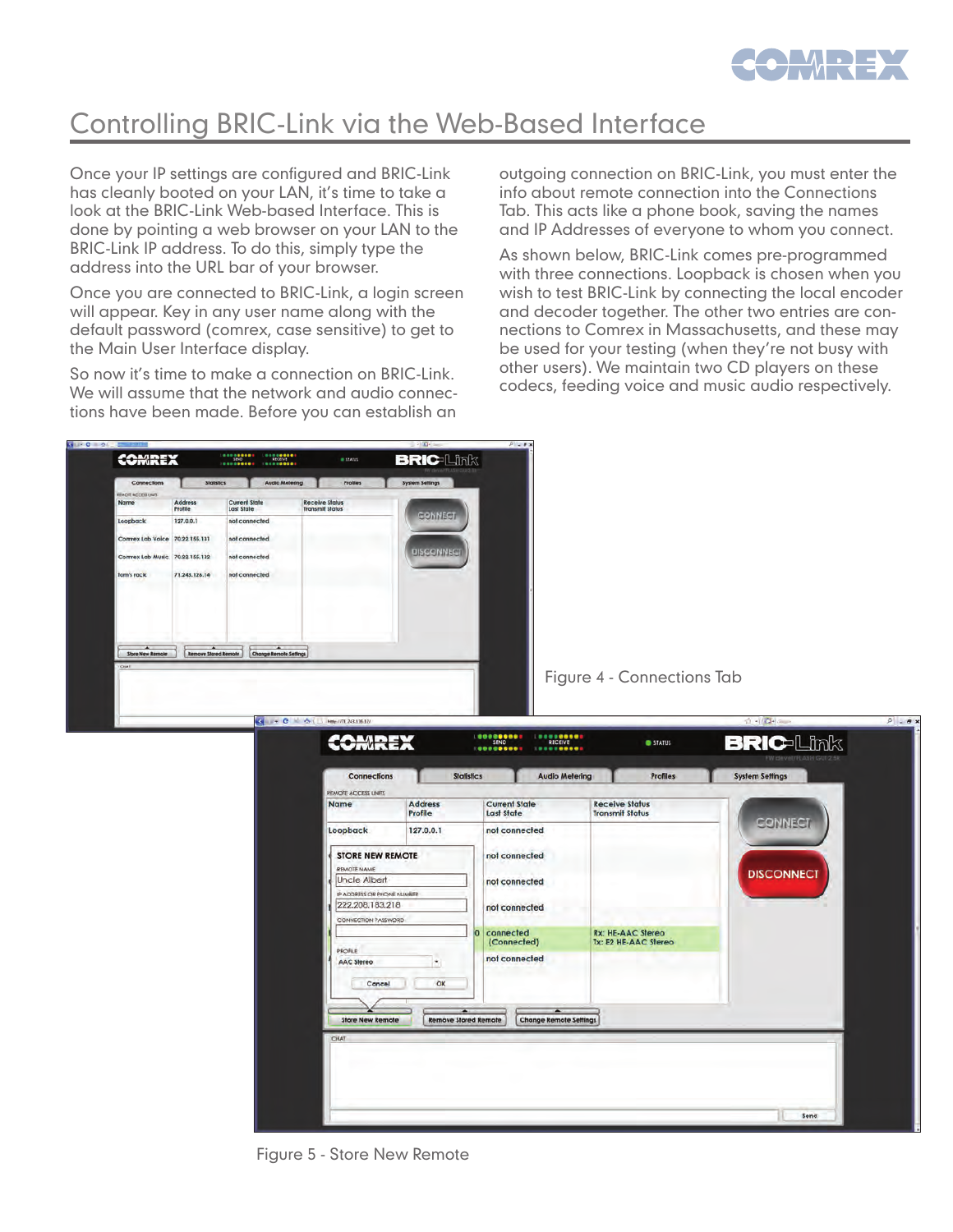# Controlling BRIC-Link via the Web-Based Interface

Once your IP settings are configured and BRIC-Link has cleanly booted on your LAN, it's time to take a look at the BRIC-Link Web-based Interface. This is done by pointing a web browser on your LAN to the BRIC-Link IP address. To do this, simply type the address into the URL bar of your browser.

Once you are connected to BRIC-Link, a login screen will appear. Key in any user name along with the default password (comrex, case sensitive) to get to the Main User Interface display.

So now it's time to make a connection on BRIC-Link. We will assume that the network and audio connections have been made. Before you can establish an outgoing connection on BRIC-Link, you must enter the info about remote connection into the Connections Tab. This acts like a phone book, saving the names and IP Addresses of everyone to whom you connect.

As shown below, BRIC-Link comes pre-programmed with three connections. Loopback is chosen when you wish to test BRIC-Link by connecting the local encoder and decoder together. The other two entries are connections to Comrex in Massachusetts, and these may be used for your testing (when they're not busy with other users). We maintain two CD players on these codecs, feeding voice and music audio respectively.

Figure 4 - Connections Tab

Figure 5 - Store New Remote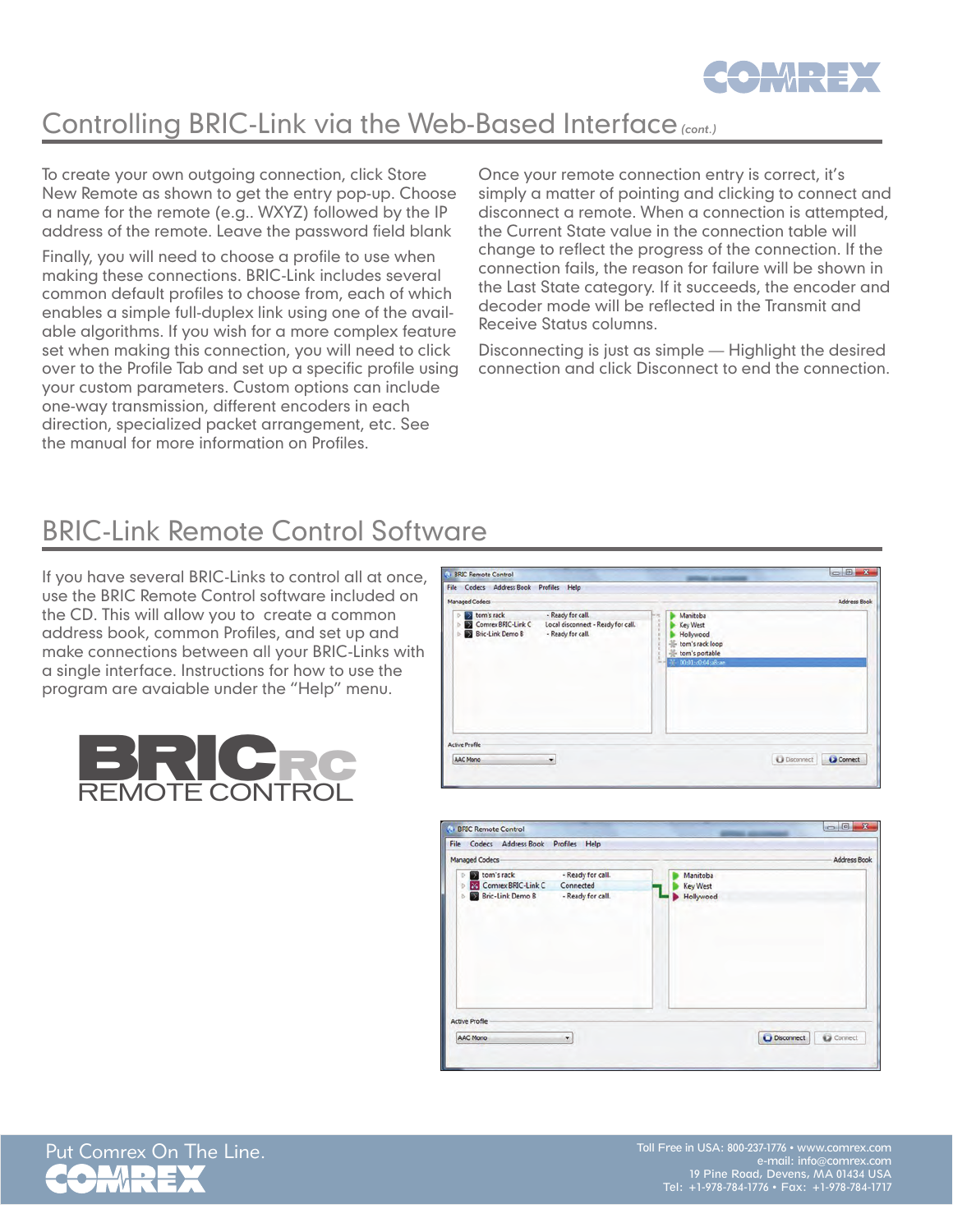# Controlling BRIC-Link via the Web-Based Interface *(cont.)*

To create your own outgoing connection, click Store New Remote as shown to get the entry pop-up. Choose a name for the remote (e.g.. WXYZ) followed by the IP address of the remote. Leave the password field blank

Finally, you will need to choose a profile to use when making these connections. BRIC-Link includes several common default profiles to choose from, each of which enables a simple full-duplex link using one of the available algorithms. If you wish for a more complex feature set when making this connection, you will need to click over to the Profile Tab and set up a specific profile using your custom parameters. Custom options can include one-way transmission, different encoders in each direction, specialized packet arrangement, etc. See the manual for more information on Profiles.

Once your remote connection entry is correct, it's simply a matter of pointing and clicking to connect and disconnect a remote. When a connection is attempted, the Current State value in the connection table will change to reflect the progress of the connection. If the connection fails, the reason for failure will be shown in the Last State category. If it succeeds, the encoder and decoder mode will be reflected in the Transmit and Receive Status columns.

Disconnecting is just as simple — Highlight the desired connection and click Disconnect to end the connection.

# BRIC-Link Remote Control Software

If you have several BRIC-Links to control all at once, use the BRIC Remote Control software included on the CD. This will allow you to create a common address book, common Profiles, and set up and make connections between all your BRIC-Links with a single interface. Instructions for how to use the program are avaiable under the "Help" menu.

BRIC RC
REMOTE CONTROL